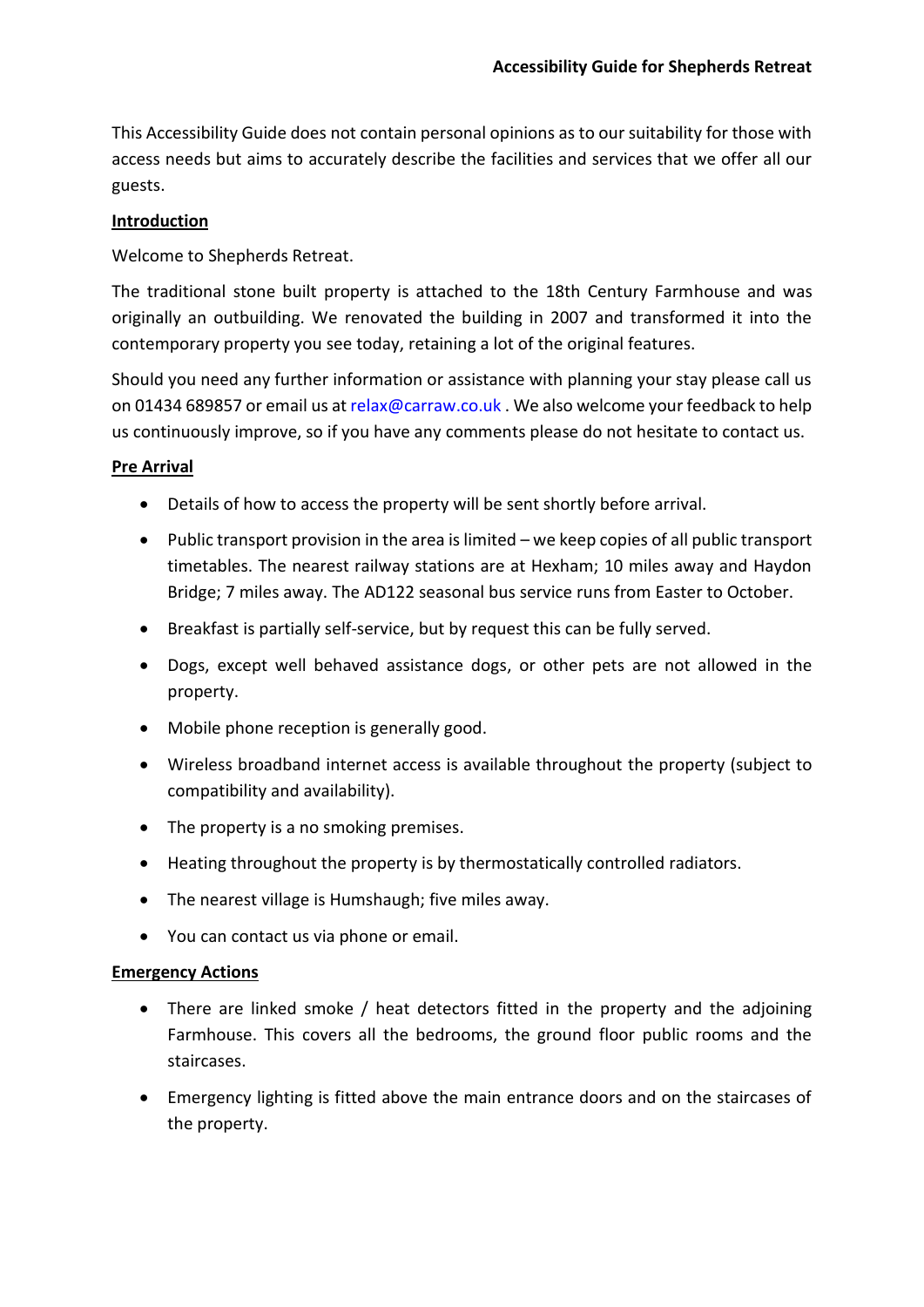# Accessibility Guide for Shepherds Retreat

This Accessibility Guide does not contain personal opinions as to our suitability for those with access needs but aims to accurately describe the facilities and services that we offer all our guests.

**Introduction**

Welcome to Shepherds Retreat.

The traditional stone built property is attached to the 18th Century Farmhouse and was originally an outbuilding. We renovated the building in 2007 and transformed it into the contemporary property you see today, retaining a lot of the original features.

Should you need any further information or assistance with planning your stay please call us on 01434 689857 or email us at relax@carraw.co.uk . We also welcome your feedback to help us continuously improve, so if you have any comments please do not hesitate to contact us.

**Pre Arrival**

- Details of how to access the property will be sent shortly before arrival.
- Public transport provision in the area is limited – we keep copies of all public transport timetables. The nearest railway stations are at Hexham; 10 miles away and Haydon Bridge; 7 miles away. The AD122 seasonal bus service runs from Easter to October.
- Breakfast is partially self-service, but by request this can be fully served.
- Dogs, except well behaved assistance dogs, or other pets are not allowed in the property.
- Mobile phone reception is generally good.
- Wireless broadband internet access is available throughout the property (subject to compatibility and availability).
- The property is a no smoking premises.
- Heating throughout the property is by thermostatically controlled radiators.
- The nearest village is Humshaugh; five miles away.
- You can contact us via phone or email.

**Emergency Actions**

- There are linked smoke / heat detectors fitted in the property and the adjoining Farmhouse. This covers all the bedrooms, the ground floor public rooms and the staircases.
- Emergency lighting is fitted above the main entrance doors and on the staircases of the property.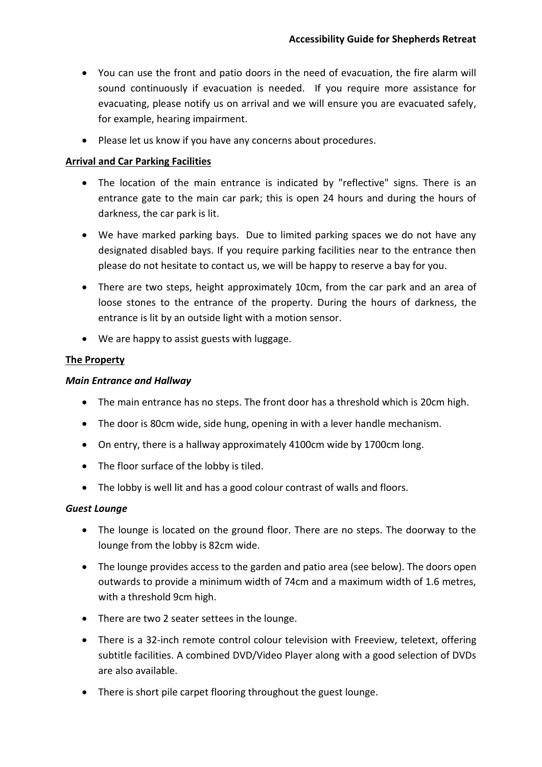- You can use the front and patio doors in the need of evacuation, the fire alarm will sound continuously if evacuation is needed. If you require more assistance for evacuating, please notify us on arrival and we will ensure you are evacuated safely, for example, hearing impairment.
- Please let us know if you have any concerns about procedures.

**Arrival and Car Parking Facilities**

- The location of the main entrance is indicated by "reflective" signs. There is an entrance gate to the main car park; this is open 24 hours and during the hours of darkness, the car park is lit.
- We have marked parking bays. Due to limited parking spaces we do not have any designated disabled bays. If you require parking facilities near to the entrance then please do not hesitate to contact us, we will be happy to reserve a bay for you.
- There are two steps, height approximately 10cm, from the car park and an area of loose stones to the entrance of the property. During the hours of darkness, the entrance is lit by an outside light with a motion sensor.
- We are happy to assist guests with luggage.

**The Property**

***Main Entrance and Hallway***

- The main entrance has no steps. The front door has a threshold which is 20cm high.
- The door is 80cm wide, side hung, opening in with a lever handle mechanism.
- On entry, there is a hallway approximately 4100cm wide by 1700cm long.
- The floor surface of the lobby is tiled.
- The lobby is well lit and has a good colour contrast of walls and floors.

***Guest Lounge***

- The lounge is located on the ground floor. There are no steps. The doorway to the lounge from the lobby is 82cm wide.
- The lounge provides access to the garden and patio area (see below). The doors open outwards to provide a minimum width of 74cm and a maximum width of 1.6 metres, with a threshold 9cm high.
- There are two 2 seater settees in the lounge.
- There is a 32-inch remote control colour television with Freeview, teletext, offering subtitle facilities. A combined DVD/Video Player along with a good selection of DVDs are also available.
- There is short pile carpet flooring throughout the guest lounge.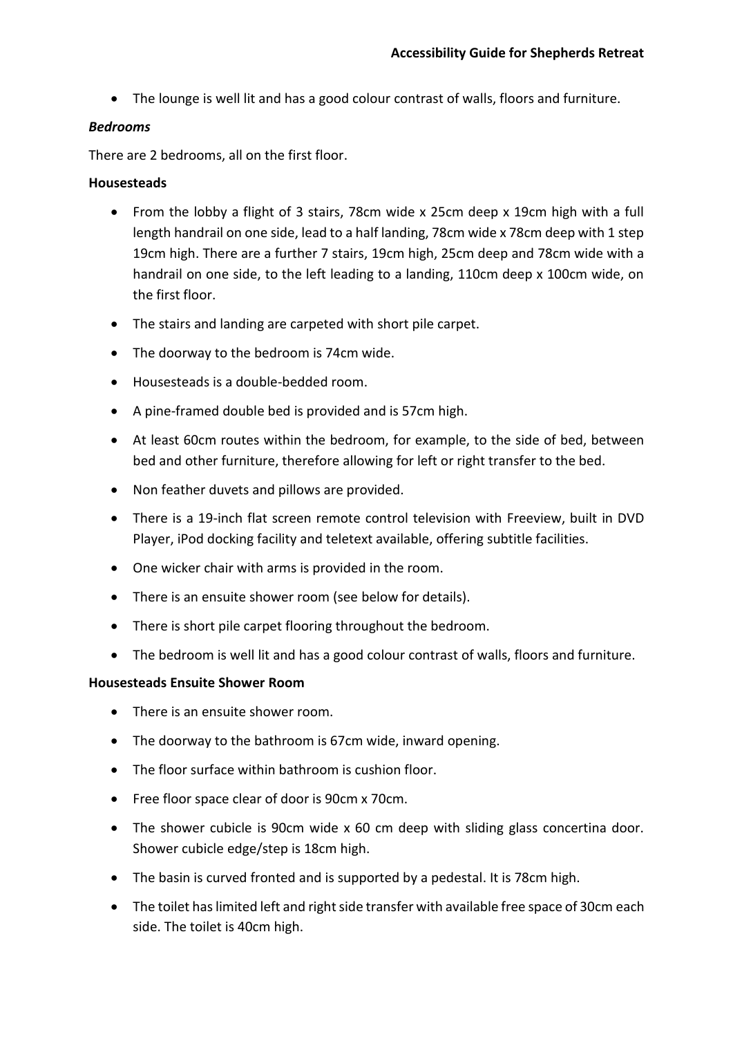- The lounge is well lit and has a good colour contrast of walls, floors and furniture.

***Bedrooms***

There are 2 bedrooms, all on the first floor.

**Housesteads**

- From the lobby a flight of 3 stairs, 78cm wide x 25cm deep x 19cm high with a full length handrail on one side, lead to a half landing, 78cm wide x 78cm deep with 1 step 19cm high. There are a further 7 stairs, 19cm high, 25cm deep and 78cm wide with a handrail on one side, to the left leading to a landing, 110cm deep x 100cm wide, on the first floor.
- The stairs and landing are carpeted with short pile carpet.
- The doorway to the bedroom is 74cm wide.
- Housesteads is a double-bedded room.
- A pine-framed double bed is provided and is 57cm high.
- At least 60cm routes within the bedroom, for example, to the side of bed, between bed and other furniture, therefore allowing for left or right transfer to the bed.
- Non feather duvets and pillows are provided.
- There is a 19-inch flat screen remote control television with Freeview, built in DVD Player, iPod docking facility and teletext available, offering subtitle facilities.
- One wicker chair with arms is provided in the room.
- There is an ensuite shower room (see below for details).
- There is short pile carpet flooring throughout the bedroom.
- The bedroom is well lit and has a good colour contrast of walls, floors and furniture.

**Housesteads Ensuite Shower Room**

- There is an ensuite shower room.
- The doorway to the bathroom is 67cm wide, inward opening.
- The floor surface within bathroom is cushion floor.
- Free floor space clear of door is 90cm x 70cm.
- The shower cubicle is 90cm wide x 60 cm deep with sliding glass concertina door. Shower cubicle edge/step is 18cm high.
- The basin is curved fronted and is supported by a pedestal. It is 78cm high.
- The toilet has limited left and right side transfer with available free space of 30cm each side. The toilet is 40cm high.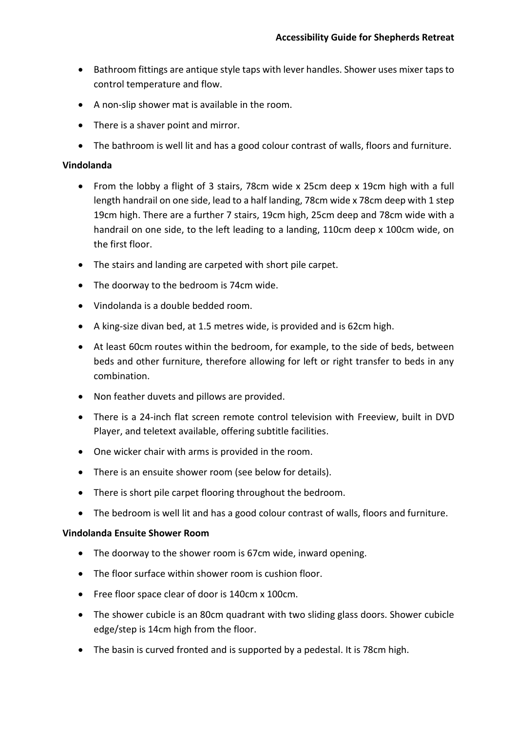- Bathroom fittings are antique style taps with lever handles. Shower uses mixer taps to control temperature and flow.
- A non-slip shower mat is available in the room.
- There is a shaver point and mirror.
- The bathroom is well lit and has a good colour contrast of walls, floors and furniture.

**Vindolanda**

- From the lobby a flight of 3 stairs, 78cm wide x 25cm deep x 19cm high with a full length handrail on one side, lead to a half landing, 78cm wide x 78cm deep with 1 step 19cm high. There are a further 7 stairs, 19cm high, 25cm deep and 78cm wide with a handrail on one side, to the left leading to a landing, 110cm deep x 100cm wide, on the first floor.
- The stairs and landing are carpeted with short pile carpet.
- The doorway to the bedroom is 74cm wide.
- Vindolanda is a double bedded room.
- A king-size divan bed, at 1.5 metres wide, is provided and is 62cm high.
- At least 60cm routes within the bedroom, for example, to the side of beds, between beds and other furniture, therefore allowing for left or right transfer to beds in any combination.
- Non feather duvets and pillows are provided.
- There is a 24-inch flat screen remote control television with Freeview, built in DVD Player, and teletext available, offering subtitle facilities.
- One wicker chair with arms is provided in the room.
- There is an ensuite shower room (see below for details).
- There is short pile carpet flooring throughout the bedroom.
- The bedroom is well lit and has a good colour contrast of walls, floors and furniture.

**Vindolanda Ensuite Shower Room**

- The doorway to the shower room is 67cm wide, inward opening.
- The floor surface within shower room is cushion floor.
- Free floor space clear of door is 140cm x 100cm.
- The shower cubicle is an 80cm quadrant with two sliding glass doors. Shower cubicle edge/step is 14cm high from the floor.
- The basin is curved fronted and is supported by a pedestal. It is 78cm high.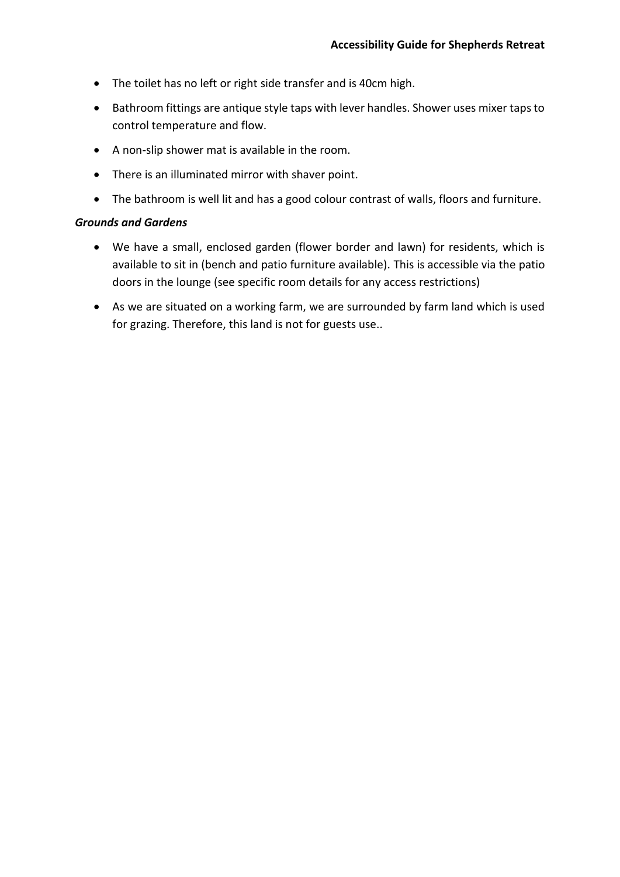- The toilet has no left or right side transfer and is 40cm high.
- Bathroom fittings are antique style taps with lever handles. Shower uses mixer taps to control temperature and flow.
- A non-slip shower mat is available in the room.
- There is an illuminated mirror with shaver point.
- The bathroom is well lit and has a good colour contrast of walls, floors and furniture.

***Grounds and Gardens***

- We have a small, enclosed garden (flower border and lawn) for residents, which is available to sit in (bench and patio furniture available). This is accessible via the patio doors in the lounge (see specific room details for any access restrictions)
- As we are situated on a working farm, we are surrounded by farm land which is used for grazing. Therefore, this land is not for guests use..